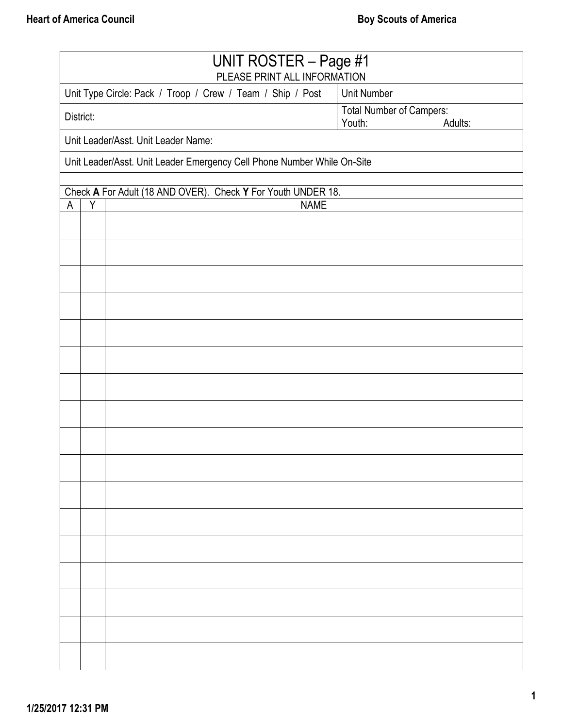Heart of America Council

Boy Scouts of America

# UNIT ROSTER – Page #1

PLEASE PRINT ALL INFORMATION

| Unit Type Circle: Pack / Troop / Crew / Team / Ship / Post | Unit Number |
|---|---|
| District: | Total Number of Campers: Youth: Adults: |
| Unit Leader/Asst. Unit Leader Name: | |
| Unit Leader/Asst. Unit Leader Emergency Cell Phone Number While On-Site | |

Check **A** For Adult (18 AND OVER). Check **Y** For Youth UNDER 18.

| A | Y | NAME |
|---|---|---|
| | | |
| | | |
| | | |
| | | |
| | | |
| | | |
| | | |
| | | |
| | | |
| | | |
| | | |
| | | |
| | | |
| | | |
| | | |
| | | |
| | | |

1/25/2017 12:31 PM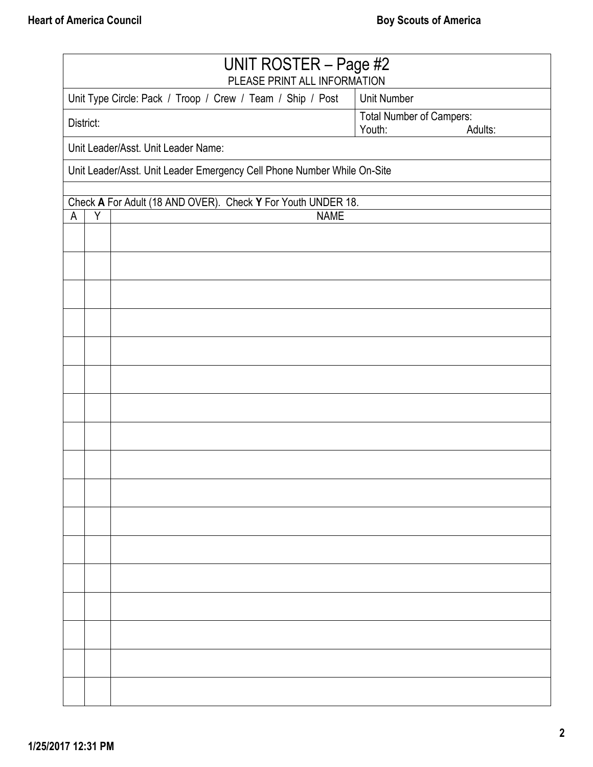# UNIT ROSTER – Page #2

PLEASE PRINT ALL INFORMATION

| Unit Type Circle: Pack / Troop / Crew / Team / Ship / Post | Unit Number |
|---|---|
| District: | Total Number of Campers:<br>Youth: Adults: |
| Unit Leader/Asst. Unit Leader Name: | |
| Unit Leader/Asst. Unit Leader Emergency Cell Phone Number While On-Site | |

Check **A** For Adult (18 AND OVER). Check **Y** For Youth UNDER 18.

| A | Y | NAME |
|---|---|---|
| | | |
| | | |
| | | |
| | | |
| | | |
| | | |
| | | |
| | | |
| | | |
| | | |
| | | |
| | | |
| | | |
| | | |
| | | |
| | | |
| | | |

1/25/2017 12:31 PM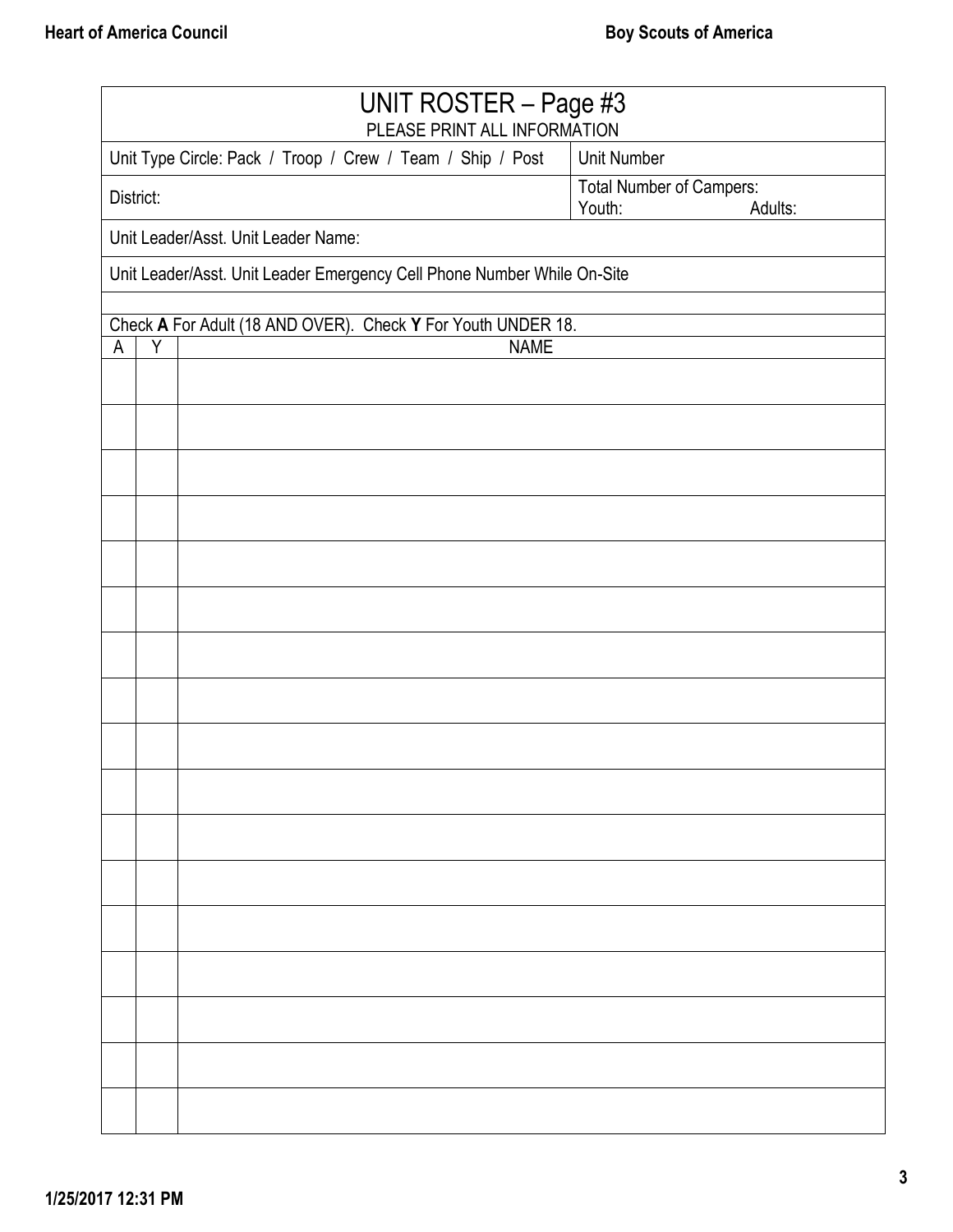# UNIT ROSTER – Page #3

PLEASE PRINT ALL INFORMATION

| Unit Type Circle: Pack / Troop / Crew / Team / Ship / Post | Unit Number |
|---|---|
| District: | Total Number of Campers: Youth: Adults: |
| Unit Leader/Asst. Unit Leader Name: | |
| Unit Leader/Asst. Unit Leader Emergency Cell Phone Number While On-Site | |

Check **A** For Adult (18 AND OVER). Check **Y** For Youth UNDER 18.

| A | Y | NAME |
|---|---|---|
| | | |
| | | |
| | | |
| | | |
| | | |
| | | |
| | | |
| | | |
| | | |
| | | |
| | | |
| | | |
| | | |
| | | |
| | | |
| | | |
| | | |

1/25/2017 12:31 PM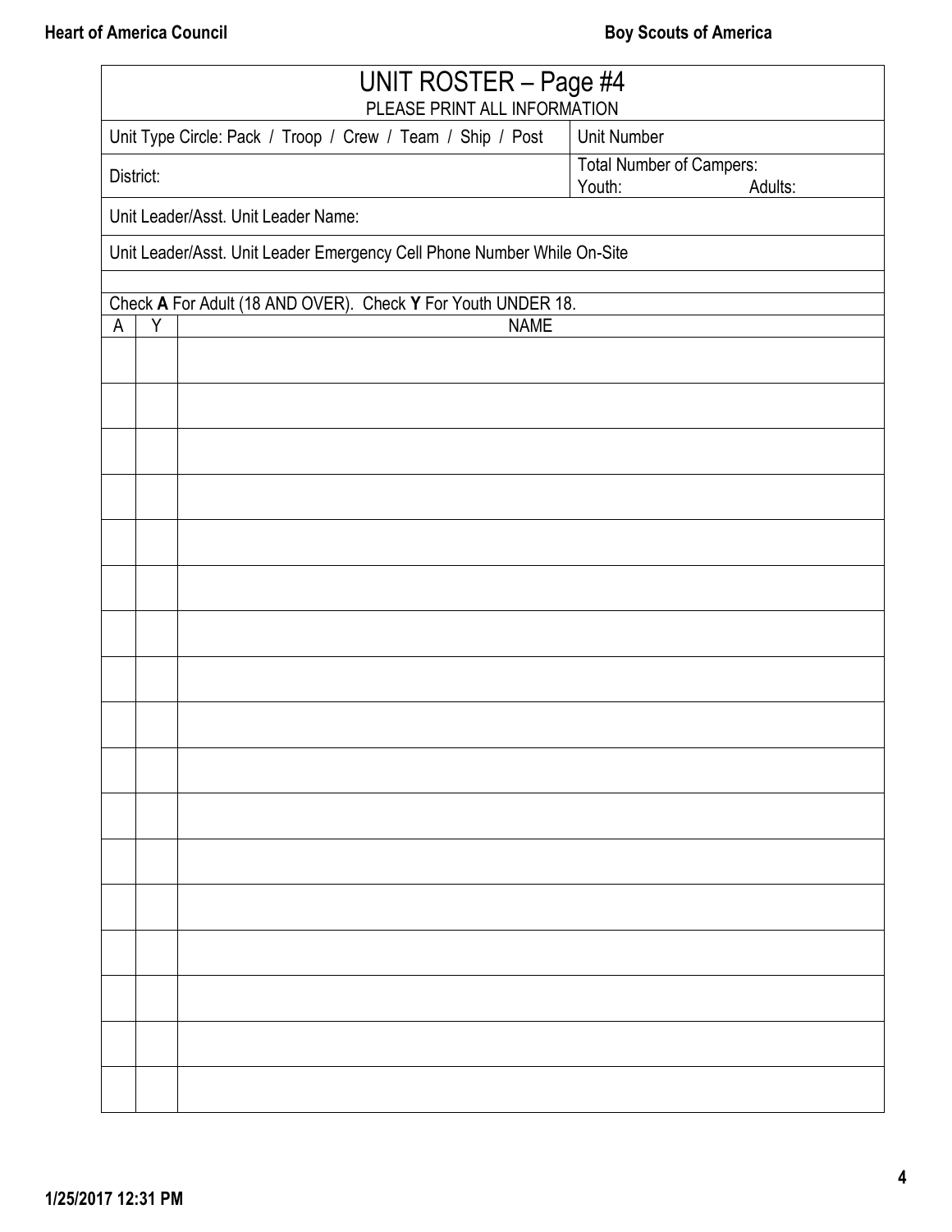# UNIT ROSTER – Page #4

PLEASE PRINT ALL INFORMATION

| | |
|---|---|
| Unit Type Circle: Pack / Troop / Crew / Team / Ship / Post | Unit Number |
| District: | Total Number of Campers: Youth: Adults: |
| Unit Leader/Asst. Unit Leader Name: | |
| Unit Leader/Asst. Unit Leader Emergency Cell Phone Number While On-Site | |

Check **A** For Adult (18 AND OVER). Check **Y** For Youth UNDER 18.

| A | Y | NAME |
|---|---|---|
| | | |
| | | |
| | | |
| | | |
| | | |
| | | |
| | | |
| | | |
| | | |
| | | |
| | | |
| | | |
| | | |
| | | |
| | | |
| | | |
| | | |

1/25/2017 12:31 PM